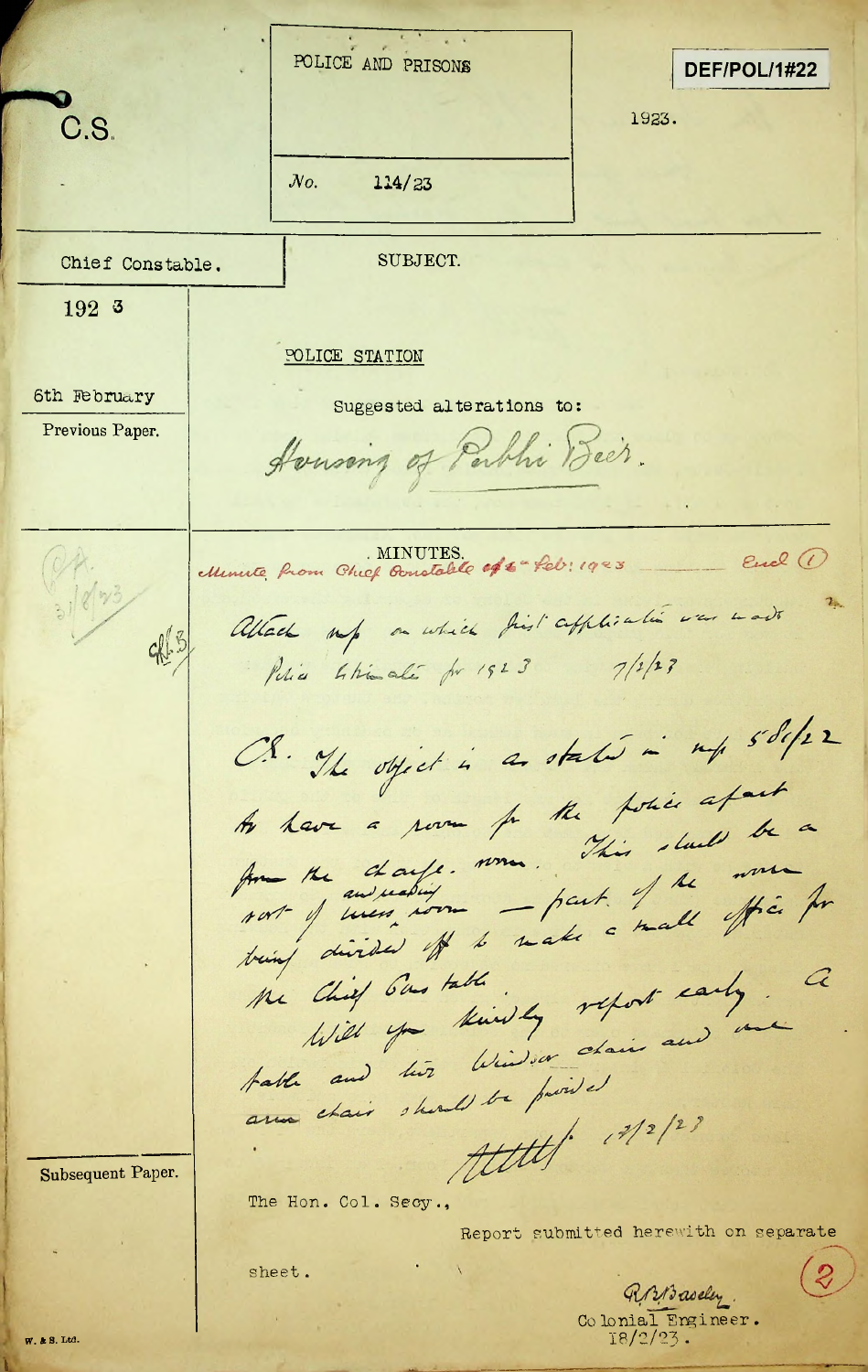C.S.

POLICE AND PRISONS

DEF/POL/1#22

1923.

No. 114/23

Chief Constable.

1923

6th February

Previous Paper.

SUBJECT.

POLICE STATION

Suggested alterations to:

Housing of Public Beer.

MINUTES.

Minute from Chief Constable of 6th Feb: 1923 ——— Encl (1)

Attach map on which first application was made

Police Estimate for 1923 7/2/23

C.E. The object is as stated in map 5 Oct/22 to have a room for the police apart from the charge room. This should be a sort of mess and reading room — part of the room being divided off to make a small office for the Chief Constable.

Will you kindly report early. A table and two Windsor chairs and one arm chair should be provided

13/2/23

Subsequent Paper.

The Hon. Col. Secy.,

Report submitted herewith on separate sheet.

(2)

R.B. Baseley.
Colonial Engineer.
18/2/23.

W. & S. Ltd.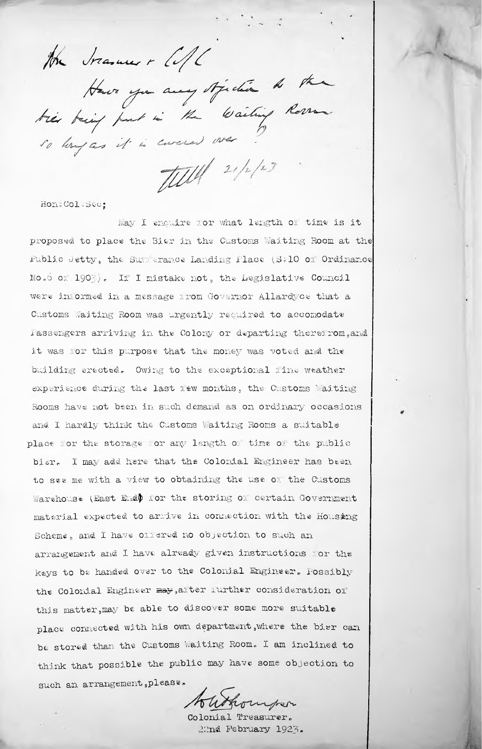Hon Treasurer & C/A/C

Have you any objection to the bier being put in the Waiting Room so long as it is covered over?

TWW 21/2/23

Hon: Col. Sec;

May I enquire for what length of time is it proposed to place the Bier in the Customs Waiting Room at the Public Jetty, the Sufferance Landing Place (S.10 of Ordinance No.5 of 1903). If I mistake not, the Legislative Council were informed in a message from Governor Allardyce that a Customs Waiting Room was urgently required to accomodate Passengers arriving in the Colony or departing therefrom, and it was for this purpose that the money was voted and the building erected. Owing to the exceptional fine weather experience during the last few months, the Customs Waiting Rooms have not been in such demand as on ordinary occasions and I hardly think the Customs Waiting Rooms a suitable place for the storage for any length of time of the public bier. I may add here that the Colonial Engineer has been to see me with a view to obtaining the use of the Customs Warehouse (East End) for the storing of certain Government material expected to arrive in connection with the Housing Scheme, and I have offered no objection to such an arrangement and I have already given instructions for the keys to be handed over to the Colonial Engineer. Possibly the Colonial Engineer ~~may~~, after further consideration of this matter, may be able to discover some more suitable place connected with his own department, where the bier can be stored than the Customs Waiting Room. I am inclined to think that possible the public may have some objection to such an arrangement, please.

A.W. Thompson

Colonial Treasurer.

22nd February 1923.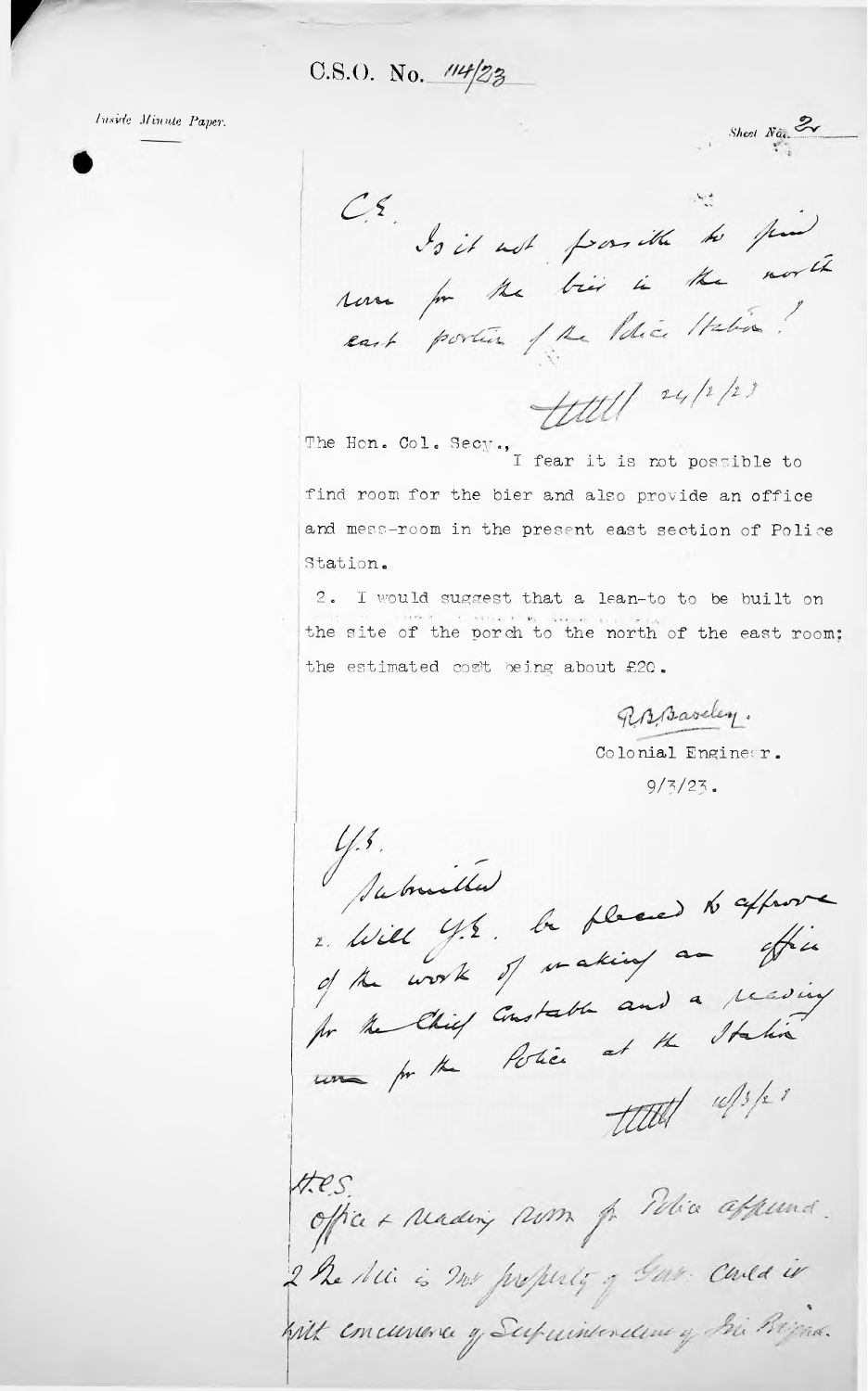C.S.O. No. 114/23

*Inside Minute Paper.*

Sheet No. 2

C.E.

Is it not possible to find room for the bier in the north east portion of the Police Station?

(Initialled) 24/2/23

The Hon. Col. Secy.,

I fear it is not possible to find room for the bier and also provide an office and mess-room in the present east section of Police Station.

2. I would suggest that a lean-to to be built on the site of the porch to the north of the east room; the estimated cost being about £20.

R.B. Baseley.

Colonial Engineer.

9/3/23.

Y.E.

Submitted

2. Will Y.E. be pleased to approve of the work of making an office for the Chief Constable and a reading room for the Police at the Station

(Initialled) 10/3/23

H.C.S.

Office & reading room for Police approved.

2 The bier is not property of Govt. Could it be built concurrence of Superintendence of the Reg...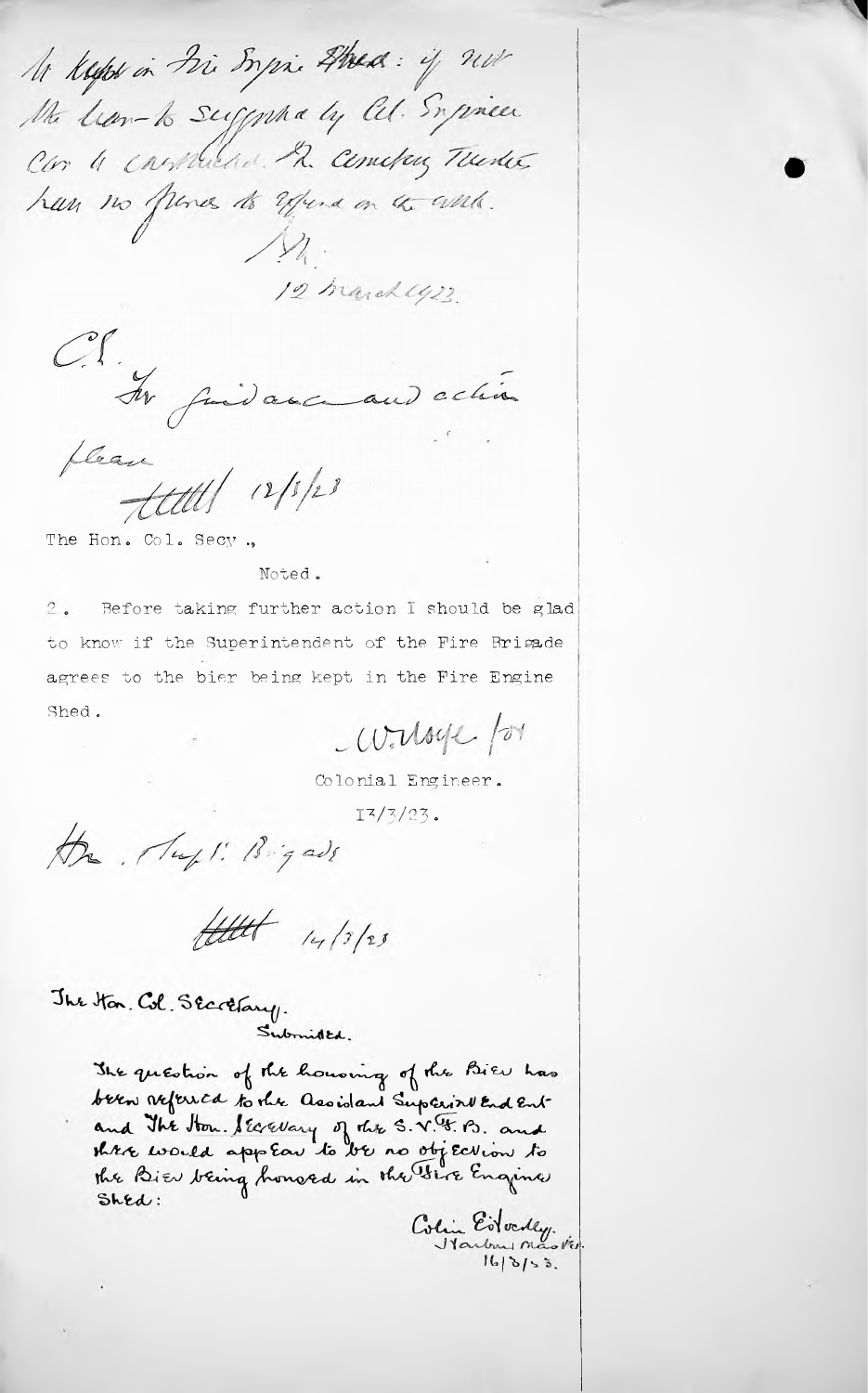to kept in Fire Engine Shed: if not the bier to be supported by Col. Engineer Cor to construct. The cemetery Trustees have no funds to expend on the work.

/ J.M.

12 March 1923.

C.E.

For guidance and action please

[initials] 12/3/23

The Hon. Col. Secy.,

Noted.

2. Before taking further action I should be glad to know if the Superintendent of the Fire Brigade agrees to the bier being kept in the Fire Engine Shed.

W. Ussye / for

Colonial Engineer.

13/3/23.

The Supt. Fire Brigade

[initials] 14/3/23

The Hon. Col. Secretary.

Submitted.

The question of the housing of the Bier has been referred to the Assistant Superintendent and The Hon. Secretary of the S.V.F.B. and there would appear to be no objection to the Bier being housed in the Fire Engine Shed:

Colin Edwardley.
Harbour Master.
16/3/23.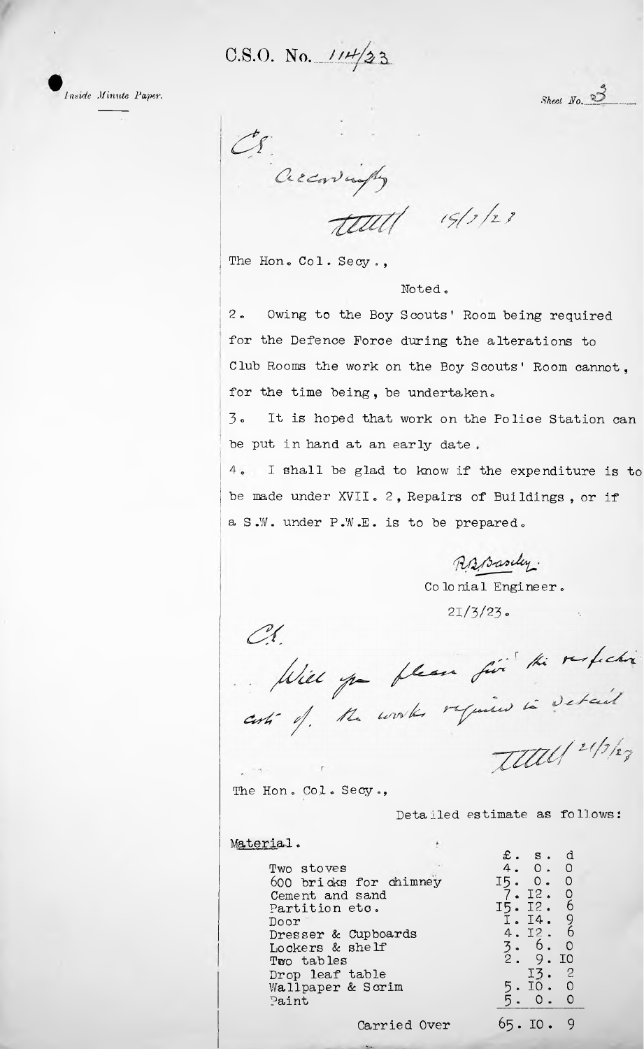C.S.O. No. 114/23

*Inside Minute Paper.*

Sheet No. 3

C.E.

Accordingly

[signature] 19/3/23

The Hon. Col. Secy.,

Noted.

2. Owing to the Boy Scouts' Room being required for the Defence Force during the alterations to Club Rooms the work on the Boy Scouts' Room cannot, for the time being, be undertaken.

3. It is hoped that work on the Police Station can be put in hand at an early date.

4. I shall be glad to know if the expenditure is to be made under XVII. 2, Repairs of Buildings, or if a S.W. under P.W.E. is to be prepared.

R.B. Brasley.
Colonial Engineer.
21/3/23.

C.E.

Will you please give the respective costs of the works required in detail

[signature] 21/3/23

The Hon. Col. Secy.,

Detailed estimate as follows:

Material.

| | £. | s. | d |
|---|---|---|---|
| Two stoves | 4. | 0. | 0 |
| 600 bricks for chimney | 15. | 0. | 0 |
| Cement and sand | 7. | 12. | 0 |
| Partition etc. | 15. | 12. | 6 |
| Door | 1. | 14. | 9 |
| Dresser & Cupboards | 4. | 12. | 6 |
| Lockers & shelf | 3. | 6. | 0 |
| Two tables | 2. | 9. | 10 |
| Drop leaf table | | 13. | 2 |
| Wallpaper & Scrim | 5. | 10. | 0 |
| Paint | 5. | 0. | 0 |
| Carried Over | 65. | 10. | 9 |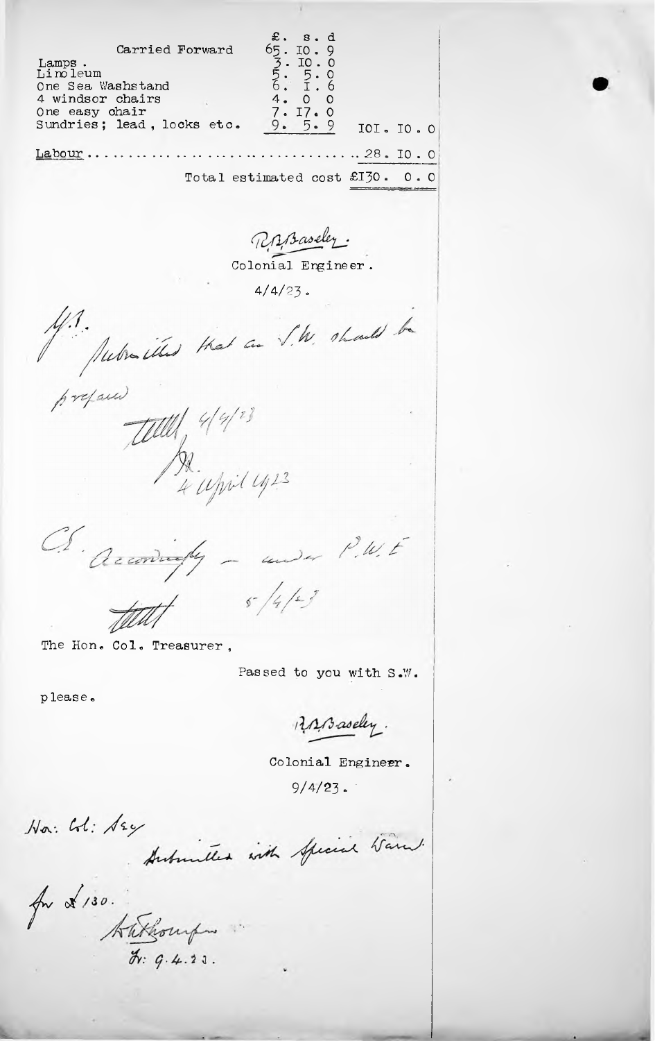| | £. s. d | |
|---|---|---|
| Carried Forward | 65. 10. 9 | |
| Lamps . | 3. 10. 0 | |
| Linoleum | 5. 5. 0 | |
| One Sea Washstand | 6. 1. 6 | |
| 4 windsor chairs | 4. 0 0 | |
| One easy chair | 7. 17. 0 | |
| Sundries; lead, locks etc. | 9. 5. 9 | 101. 10. 0 |
| Labour ............................................. | | 28. 10. 0 |
| | Total estimated cost | £130. 0. 0 |

R.B.Baseley.
Colonial Engineer.
4/4/23.

H.A.
Submitted that an S.W. should be prepared
[signature] 4/4/23
H. 4 April 1923

C.E. Accordingly – under P.W.E
[signature] 5/4/23

The Hon. Col. Treasurer,

Passed to you with S.W. please.

R.B.Baseley.
Colonial Engineer.
9/4/23.

Hon: Col: Secy
Submitted with Special Warrant for £130.
[signature: ?Thompson]
Tr: 9.4.23.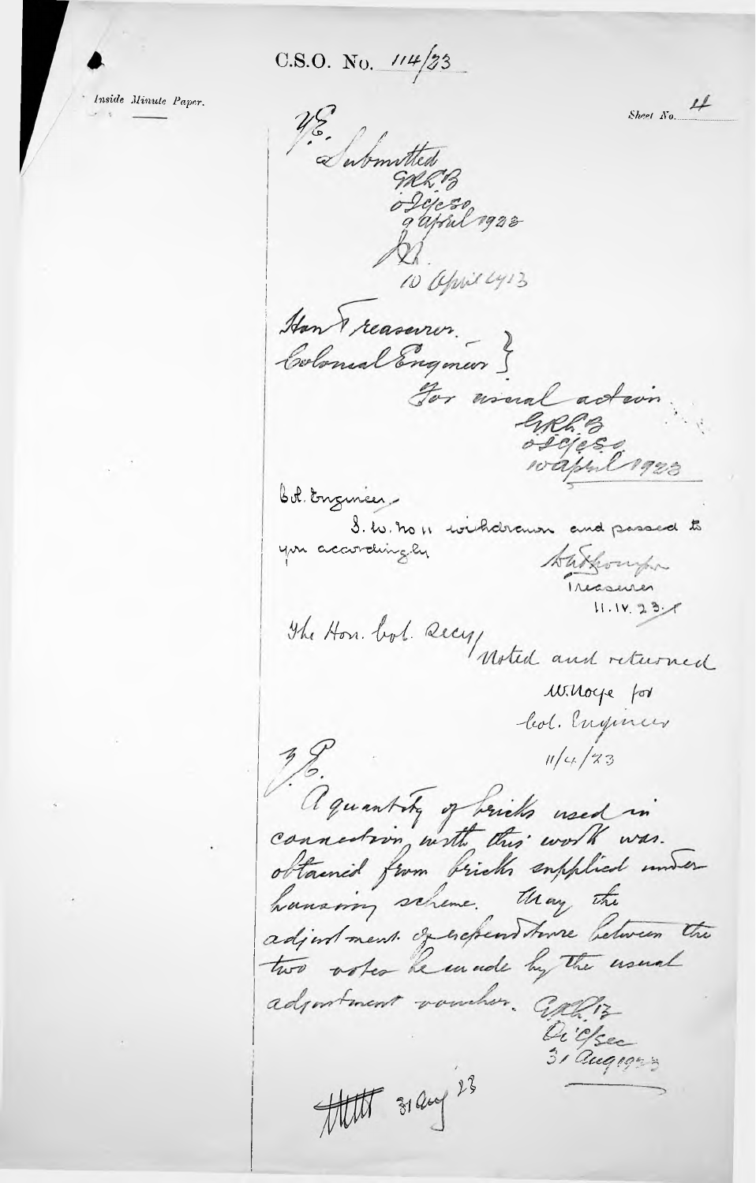C.S.O. No. 114/23

Inside Minute Paper.

Sheet No. 4

H.E.

Submitted

G.R.L.B.

o.Dy.C.S.O.

9 April 1923

10 April 1923

Hon Treasurer.
Colonial Engineer }

For usual action

G.R.L.B.

o.Dy.C.S.O.

10 April 1923

Col. Engineer,

S.W. No 11 withdrawn and passed to you accordingly

Treasurer

11.IV.23.

The Hon. Col. Secy / Noted and returned

W. Moyse for
Col. Engineer

11/4/23

H.E.

A quantity of bricks used in connection with this work was obtained from bricks supplied under housing scheme. May the adjustment of expenditure between the two votes be made by the usual adjustment voucher.

G.R.L.B.

Dy.C.Sec.

31 Aug 1923

31 Aug 23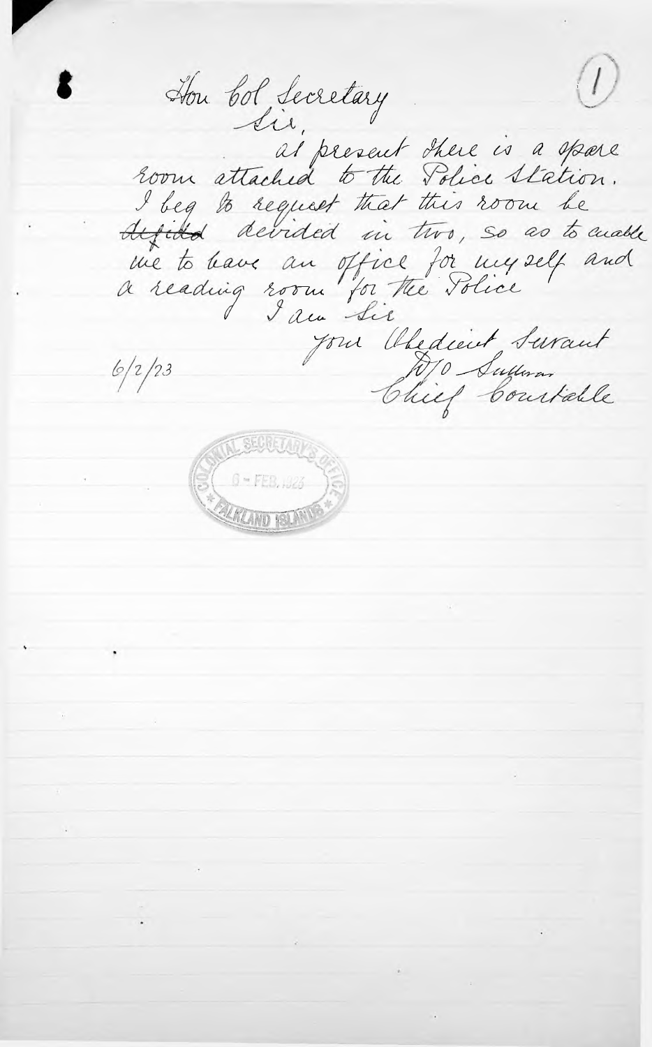(1)

Hon Col Secretary

Sir,

at present there is a spare room attached to the Police Station. I beg to request that this room be ~~defided~~ devided in two, so as to enable me to have an office for myself and a reading room for the Police

I am Sir

Your Obedient Servant

W/O Sullivan

Chief Constable

6/2/23

COLONIAL SECRETARY'S OFFICE
6 - FEB. 1923
FALKLAND ISLANDS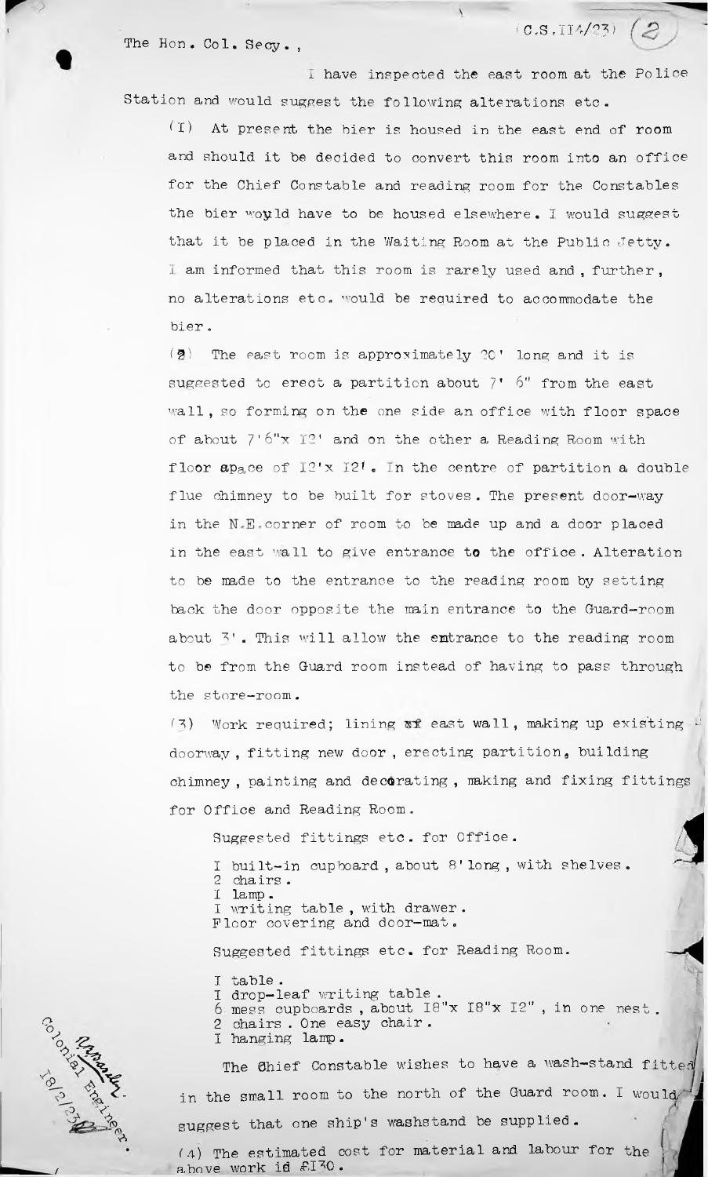(C.S.114/23) (2)

The Hon. Col. Secy.,

I have inspected the east room at the Police Station and would suggest the following alterations etc.

(1) At present the bier is housed in the east end of room and should it be decided to convert this room into an office for the Chief Constable and reading room for the Constables the bier would have to be housed elsewhere. I would suggest that it be placed in the Waiting Room at the Public Jetty. I am informed that this room is rarely used and, further, no alterations etc. would be required to accommodate the bier.

(2) The east room is approximately 20' long and it is suggested to erect a partition about 7' 6" from the east wall, so forming on the one side an office with floor space of about 7'6"x 12' and on the other a Reading Room with floor space of 12'x 12'. In the centre of partition a double flue chimney to be built for stoves. The present door-way in the N.E. corner of room to be made up and a door placed in the east wall to give entrance to the office. Alteration to be made to the entrance to the reading room by setting back the door opposite the main entrance to the Guard-room about 3'. This will allow the entrance to the reading room to be from the Guard room instead of having to pass through the store-room.

(3) Work required; lining of east wall, making up existing doorway, fitting new door, erecting partition, building chimney, painting and decorating, making and fixing fittings for Office and Reading Room.

Suggested fittings etc. for Office.

1 built-in cupboard, about 8' long, with shelves.
2 chairs.
1 lamp.
1 writing table, with drawer.
Floor covering and door-mat.

Suggested fittings etc. for Reading Room.

1 table.
1 drop-leaf writing table.
6 mess cupboards, about 18"x 18"x 12", in one nest.
2 chairs. One easy chair.
1 hanging lamp.

The Chief Constable wishes to have a wash-stand fitted in the small room to the north of the Guard room. I would suggest that one ship's washstand be supplied.

(4) The estimated cost for material and labour for the above work is £130.

[signature]
Colonial Engineer.
18/2/23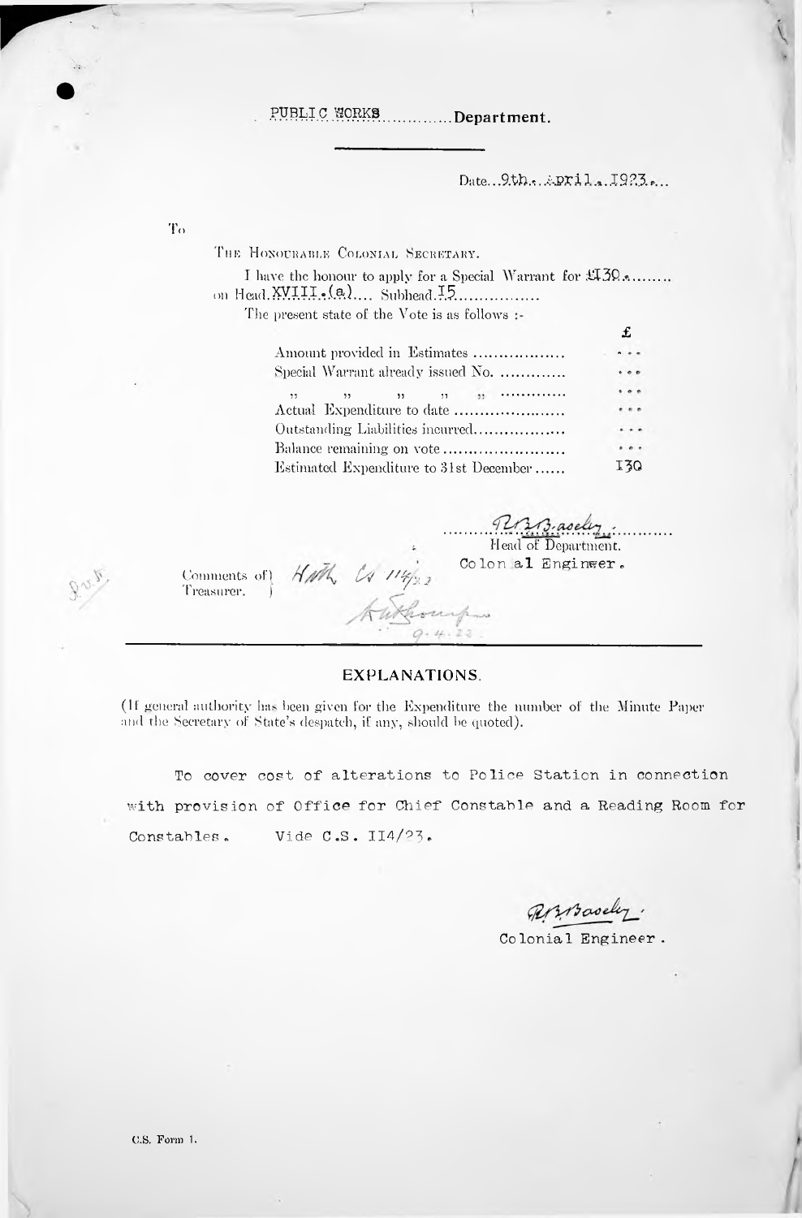PUBLIC WORKS ..............Department.

Date...9th. April. 1923...

To

THE HONOURABLE COLONIAL SECRETARY.

I have the honour to apply for a Special Warrant for £130......... on Head XVIII.(a).... Subhead 15.................

The present state of the Vote is as follows :-

| | £ |
|---|---|
| Amount provided in Estimates .................. | ... |
| Special Warrant already issued No. ............. | ... |
| " " " " " ............. | ... |
| Actual Expenditure to date ...................... | ... |
| Outstanding Liabilities incurred................. | ... |
| Balance remaining on vote ........................ | ... |
| Estimated Expenditure to 31st December ...... | 130 |

R.R.B. Baseley.
Head of Department.
Colonial Engineer.

Comments of Treasurer. Auth. CS 114/23
A. Thompson
9.4.23

## EXPLANATIONS.

(If general authority has been given for the Expenditure the number of the Minute Paper and the Secretary of State's despatch, if any, should be quoted).

To cover cost of alterations to Police Station in connection with provision of Office for Chief Constable and a Reading Room for Constables. Vide C.S. 114/23.

R.R.B. Baseley.
Colonial Engineer.

C.S. Form 1.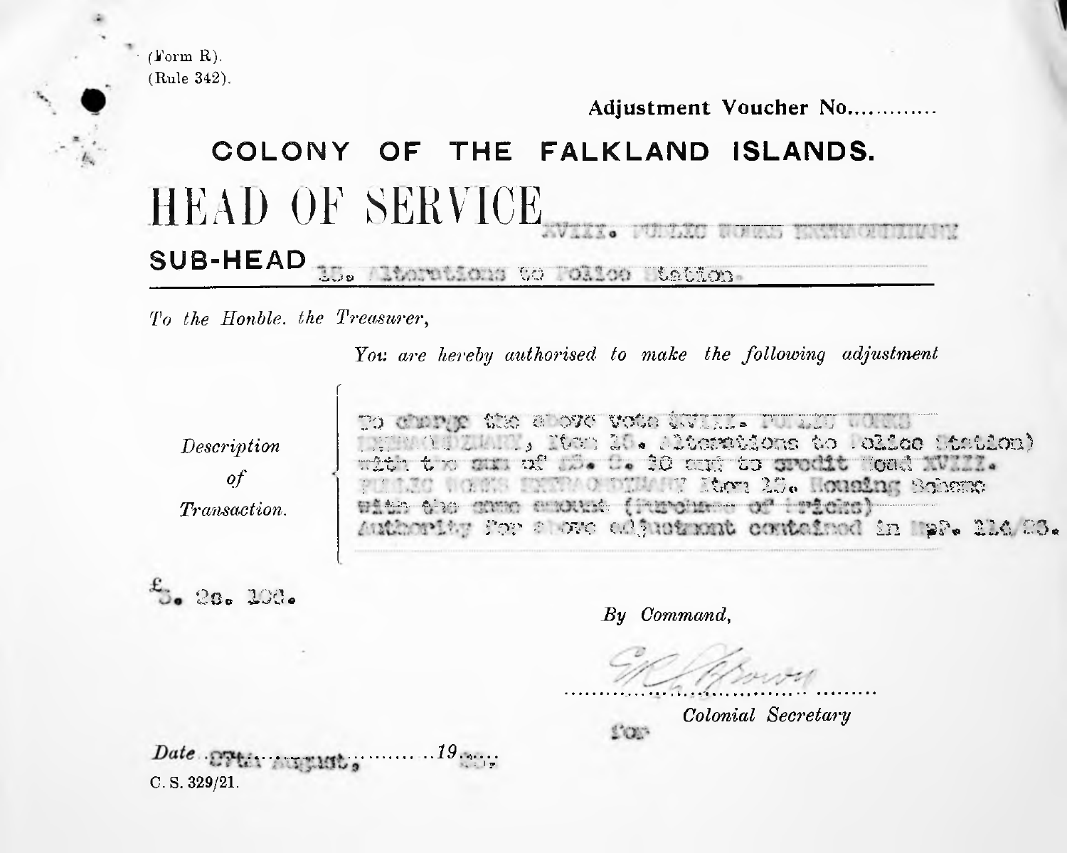(Form R).
(Rule 342).

**Adjustment Voucher No............**

# COLONY OF THE FALKLAND ISLANDS.

## HEAD OF SERVICE XVIII. PUBLIC WORKS EXTRAORDINARY

**SUB-HEAD** 15. Alterations to Police Station.

*To the Honble. the Treasurer,*

*You are hereby authorised to make the following adjustment*

*Description of Transaction.*

To charge the above vote (XVIII. PUBLIC WORKS EXTRAORDINARY, Item 15. Alterations to Police Station) with the sum of £3. 2. 10 and to credit Head XVIII. PUBLIC WORKS EXTRAORDINARY Item 15. Housing Scheme with the same amount (Purchase of bricks)
Authority for above adjustment contained in M.P. 214/23.

£3. 2s. 10d.

*By Command,*

............................................

*Colonial Secretary*

for

*Date* 27th August, ......... ..*19*23.

C. S. 329/21.